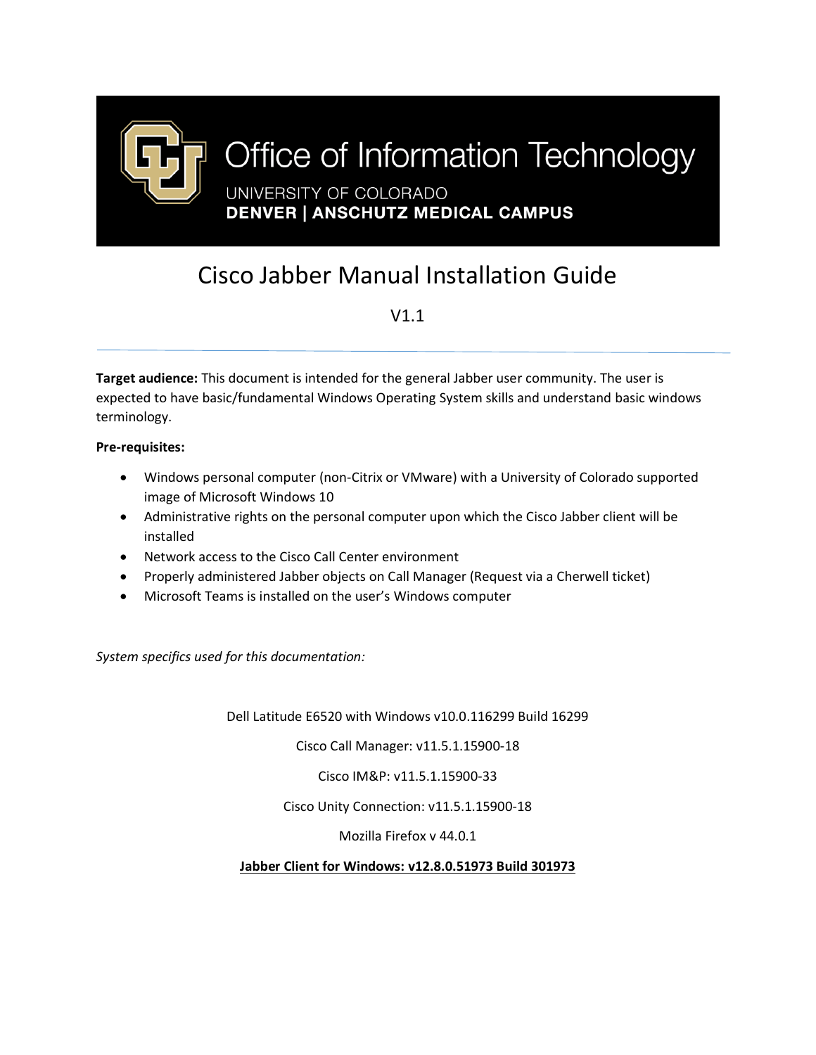Office of Information Technology

UNIVERSITY OF COLORADO

**DENVER | ANSCHUTZ MEDICAL CAMPUS**

# Cisco Jabber Manual Installation Guide

V1.1

---

**Target audience:** This document is intended for the general Jabber user community. The user is expected to have basic/fundamental Windows Operating System skills and understand basic windows terminology.

**Pre-requisites:**

- Windows personal computer (non-Citrix or VMware) with a University of Colorado supported image of Microsoft Windows 10
- Administrative rights on the personal computer upon which the Cisco Jabber client will be installed
- Network access to the Cisco Call Center environment
- Properly administered Jabber objects on Call Manager (Request via a Cherwell ticket)
- Microsoft Teams is installed on the user's Windows computer

*System specifics used for this documentation:*

Dell Latitude E6520 with Windows v10.0.116299 Build 16299

Cisco Call Manager: v11.5.1.15900-18

Cisco IM&P: v11.5.1.15900-33

Cisco Unity Connection: v11.5.1.15900-18

Mozilla Firefox v 44.0.1

**Jabber Client for Windows: v12.8.0.51973 Build 301973**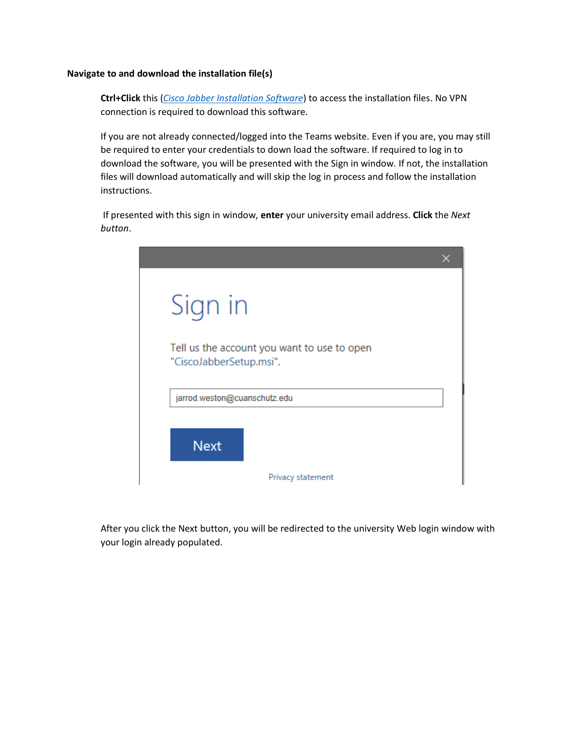**Navigate to and download the installation file(s)**

**Ctrl+Click** this (*Cisco Jabber Installation Software*) to access the installation files. No VPN connection is required to download this software.

If you are not already connected/logged into the Teams website. Even if you are, you may still be required to enter your credentials to down load the software. If required to log in to download the software, you will be presented with the Sign in window. If not, the installation files will download automatically and will skip the log in process and follow the installation instructions.

If presented with this sign in window, **enter** your university email address. **Click** the *Next button*.

After you click the Next button, you will be redirected to the university Web login window with your login already populated.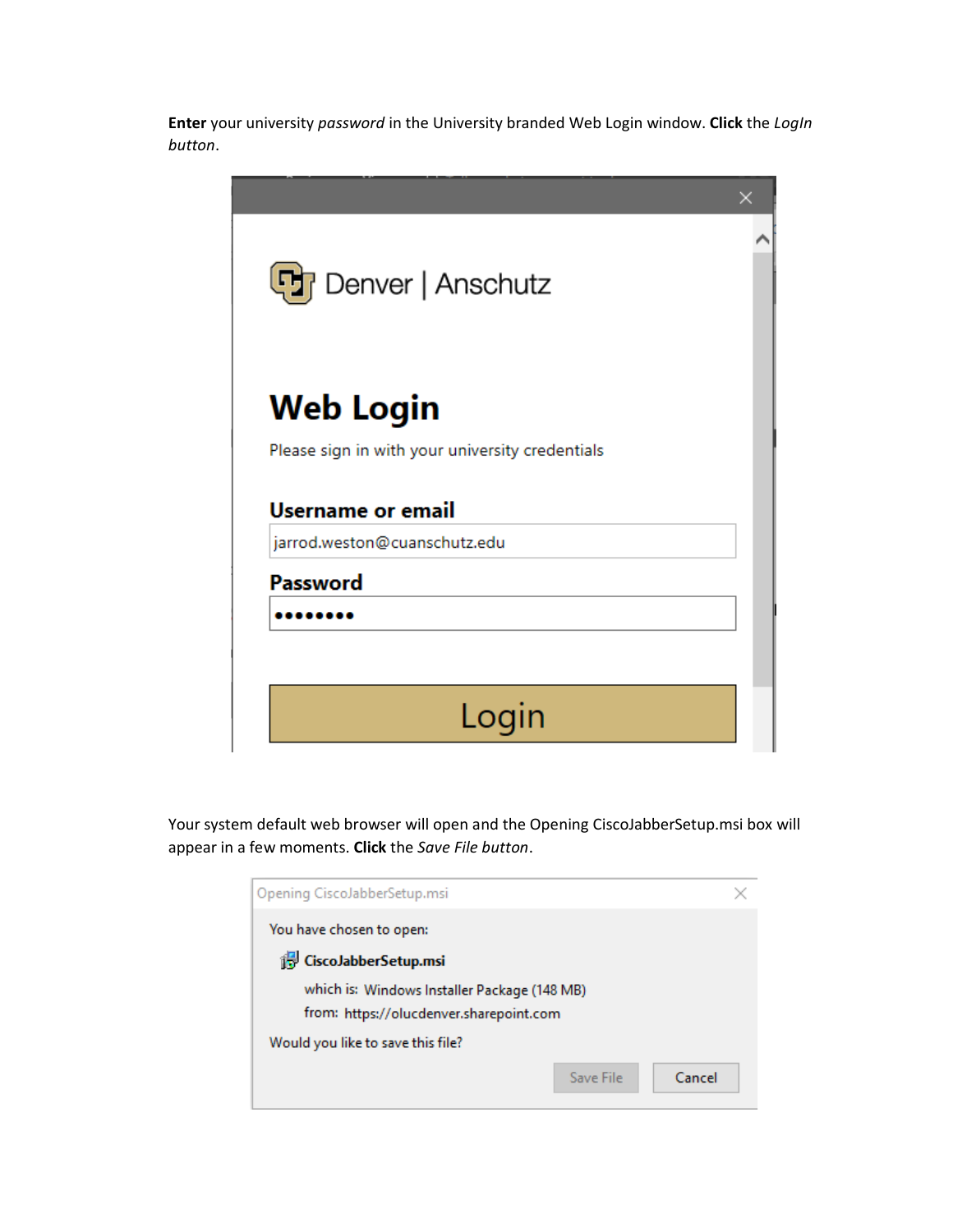**Enter** your university *password* in the University branded Web Login window. **Click** the *LogIn button*.

Denver | Anschutz

Web Login

Please sign in with your university credentials

Username or email

jarrod.weston@cuanschutz.edu

Password

••••••••

Login

Your system default web browser will open and the Opening CiscoJabberSetup.msi box will appear in a few moments. **Click** the *Save File button*.

Opening CiscoJabberSetup.msi

You have chosen to open:

CiscoJabberSetup.msi

which is: Windows Installer Package (148 MB)

from: https://olucdenver.sharepoint.com

Would you like to save this file?

Save File Cancel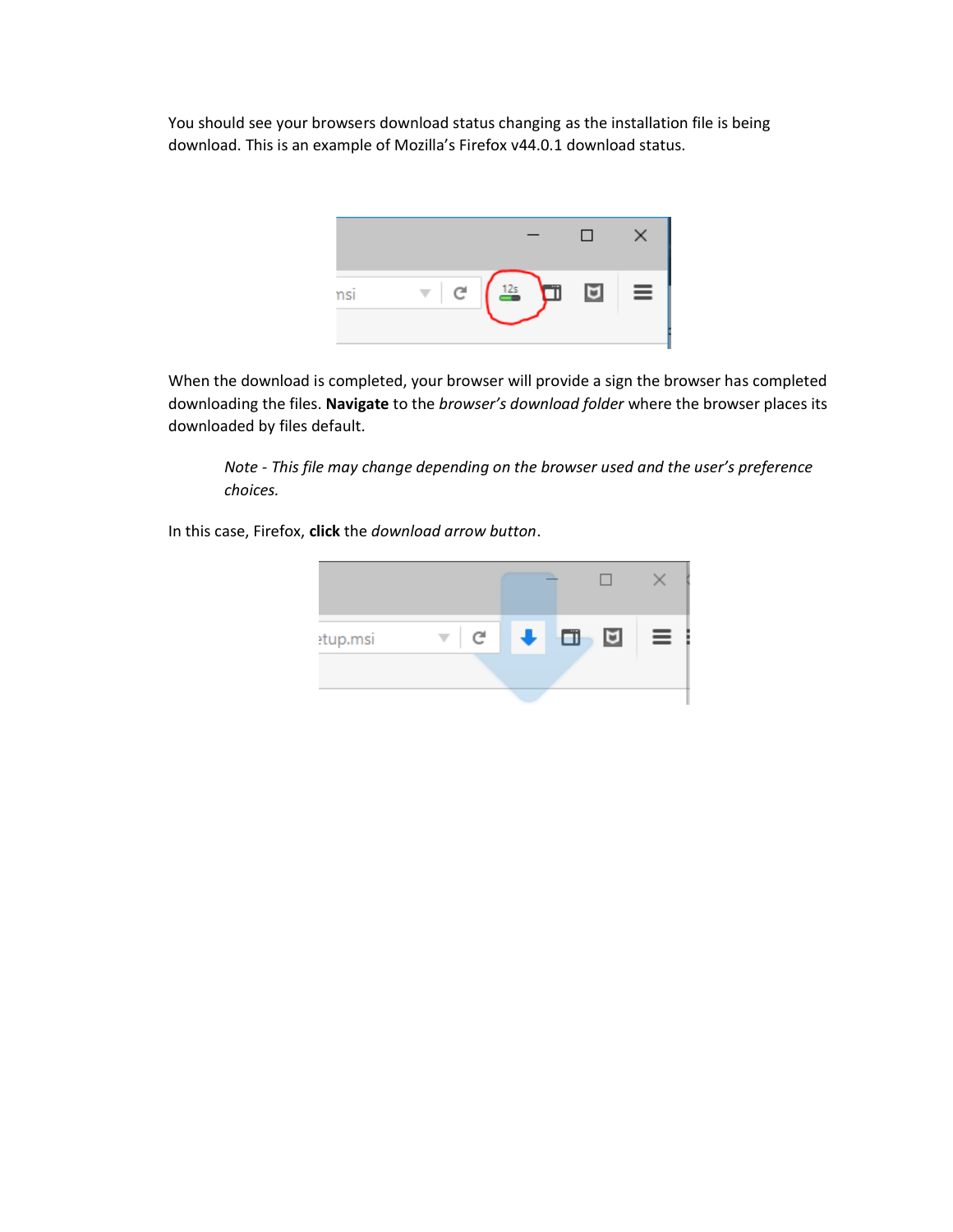You should see your browsers download status changing as the installation file is being download. This is an example of Mozilla's Firefox v44.0.1 download status.

When the download is completed, your browser will provide a sign the browser has completed downloading the files. **Navigate** to the *browser's download folder* where the browser places its downloaded by files default.

> *Note - This file may change depending on the browser used and the user's preference choices.*

In this case, Firefox, **click** the *download arrow button*.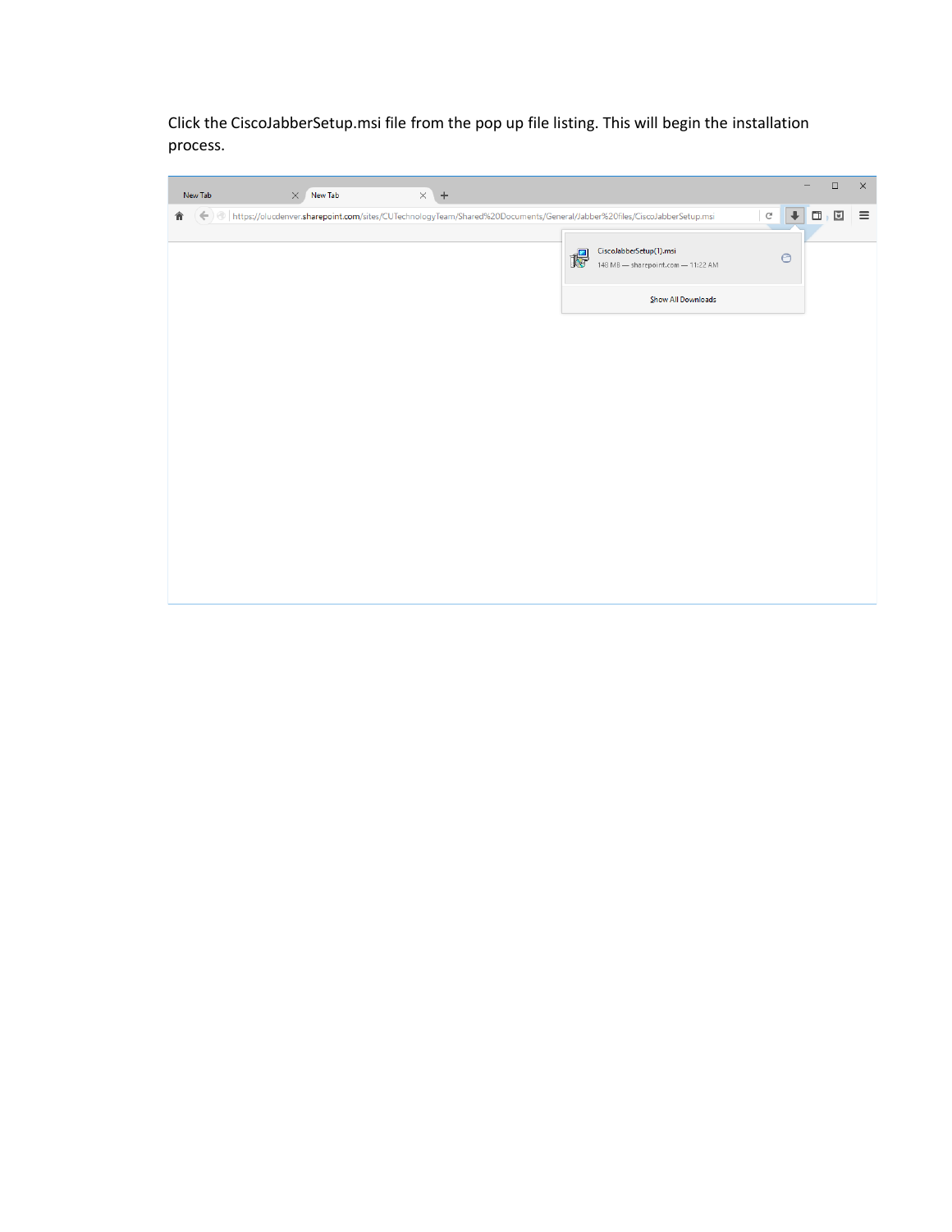Click the CiscoJabberSetup.msi file from the pop up file listing. This will begin the installation process.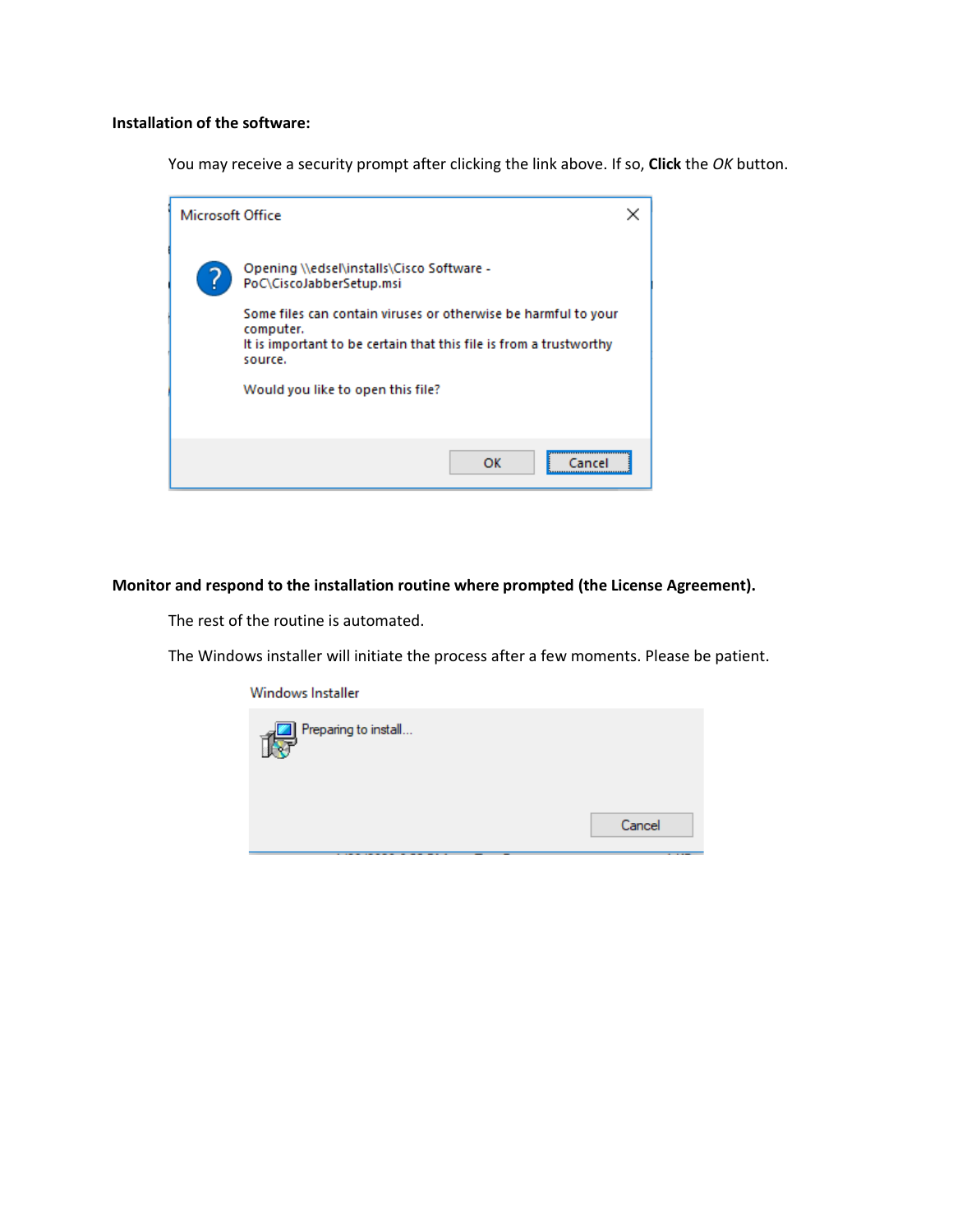**Installation of the software:**

You may receive a security prompt after clicking the link above. If so, **Click** the *OK* button.

**Monitor and respond to the installation routine where prompted (the License Agreement).**

The rest of the routine is automated.

The Windows installer will initiate the process after a few moments. Please be patient.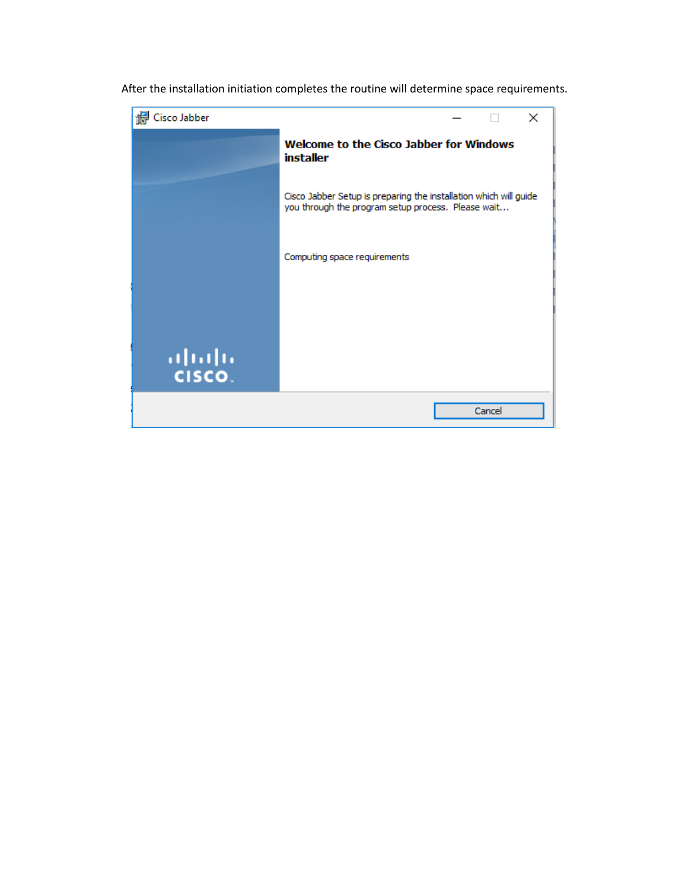After the installation initiation completes the routine will determine space requirements.

Cisco Jabber

**Welcome to the Cisco Jabber for Windows installer**

Cisco Jabber Setup is preparing the installation which will guide you through the program setup process. Please wait...

Computing space requirements

Cancel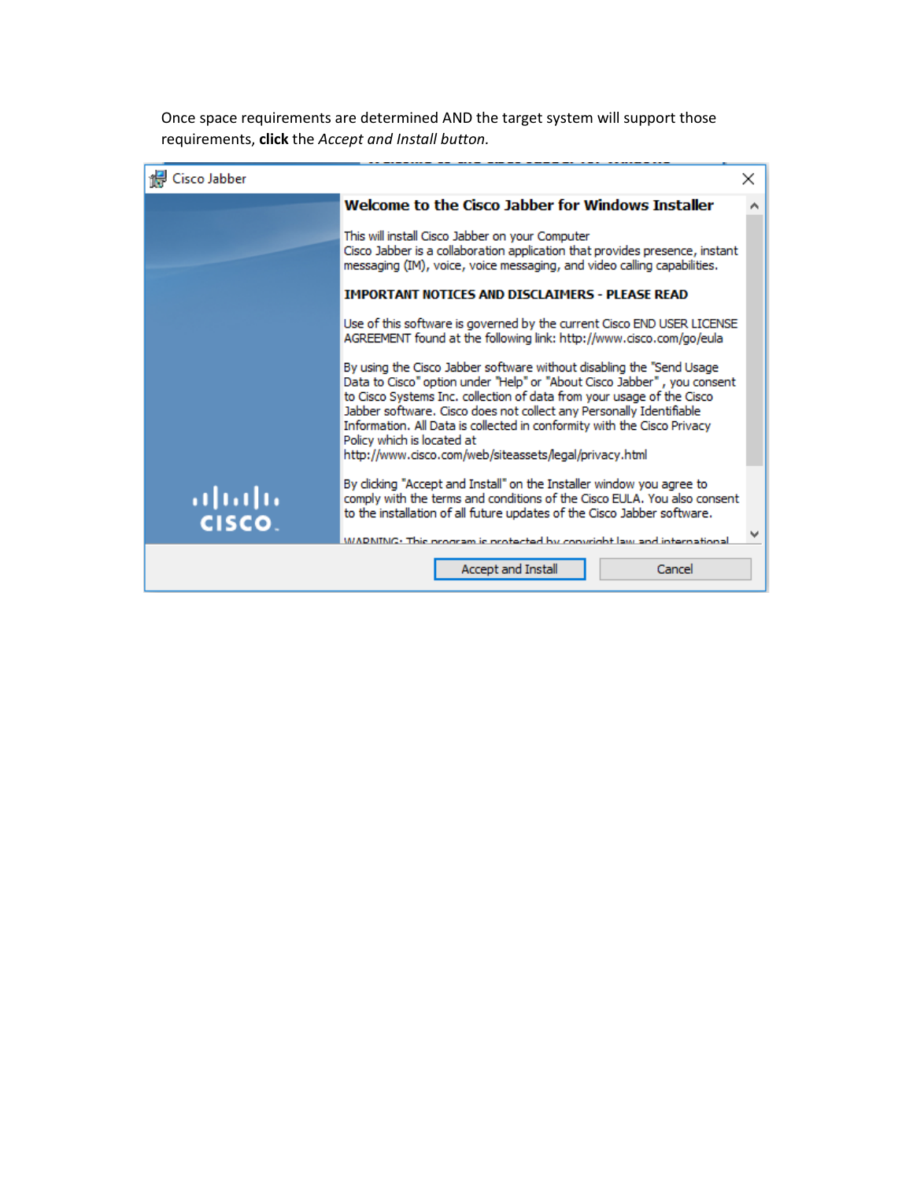Once space requirements are determined AND the target system will support those requirements, **click** the *Accept and Install button.*

Cisco Jabber

**Welcome to the Cisco Jabber for Windows Installer**

This will install Cisco Jabber on your Computer
Cisco Jabber is a collaboration application that provides presence, instant messaging (IM), voice, voice messaging, and video calling capabilities.

**IMPORTANT NOTICES AND DISCLAIMERS - PLEASE READ**

Use of this software is governed by the current Cisco END USER LICENSE AGREEMENT found at the following link: http://www.cisco.com/go/eula

By using the Cisco Jabber software without disabling the "Send Usage Data to Cisco" option under "Help" or "About Cisco Jabber", you consent to Cisco Systems Inc. collection of data from your usage of the Cisco Jabber software. Cisco does not collect any Personally Identifiable Information. All Data is collected in conformity with the Cisco Privacy Policy which is located at http://www.cisco.com/web/siteassets/legal/privacy.html

By clicking "Accept and Install" on the Installer window you agree to comply with the terms and conditions of the Cisco EULA. You also consent to the installation of all future updates of the Cisco Jabber software.

WARNING: This program is protected by copyright law and international

Accept and Install | Cancel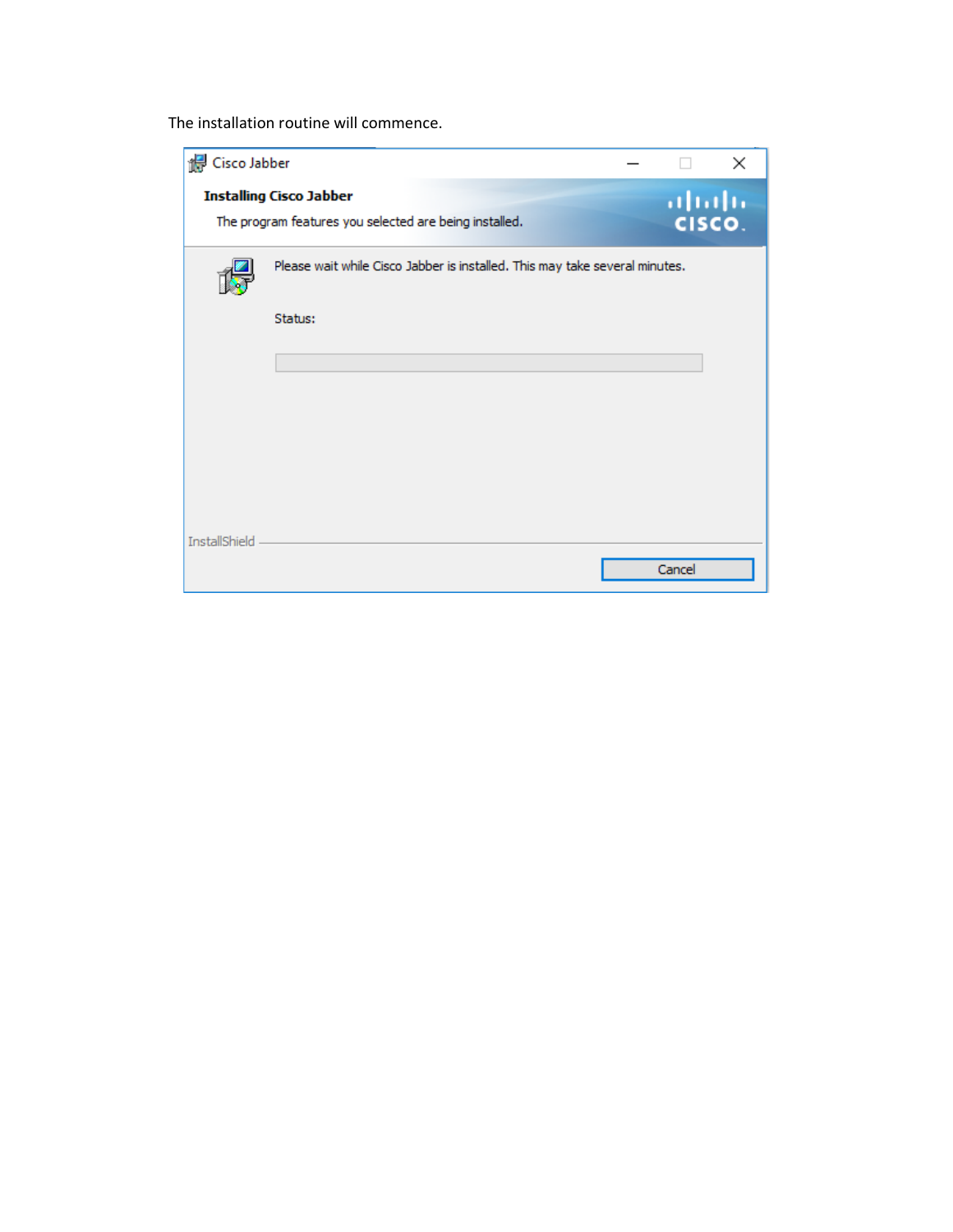The installation routine will commence.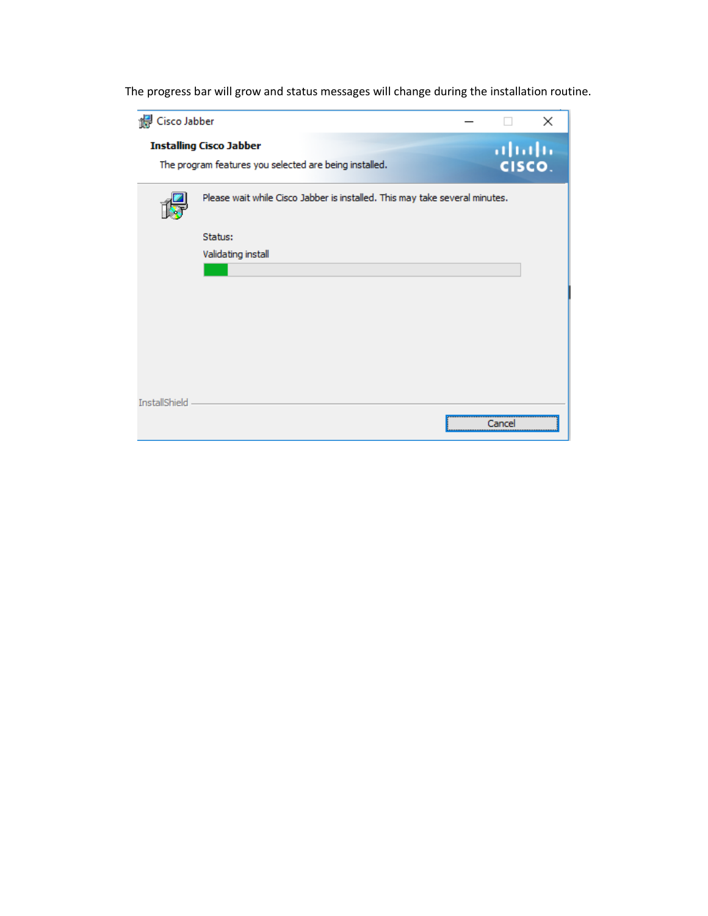The progress bar will grow and status messages will change during the installation routine.

Cisco Jabber

**Installing Cisco Jabber**

The program features you selected are being installed.

Please wait while Cisco Jabber is installed. This may take several minutes.

Status:

Validating install

InstallShield

Cancel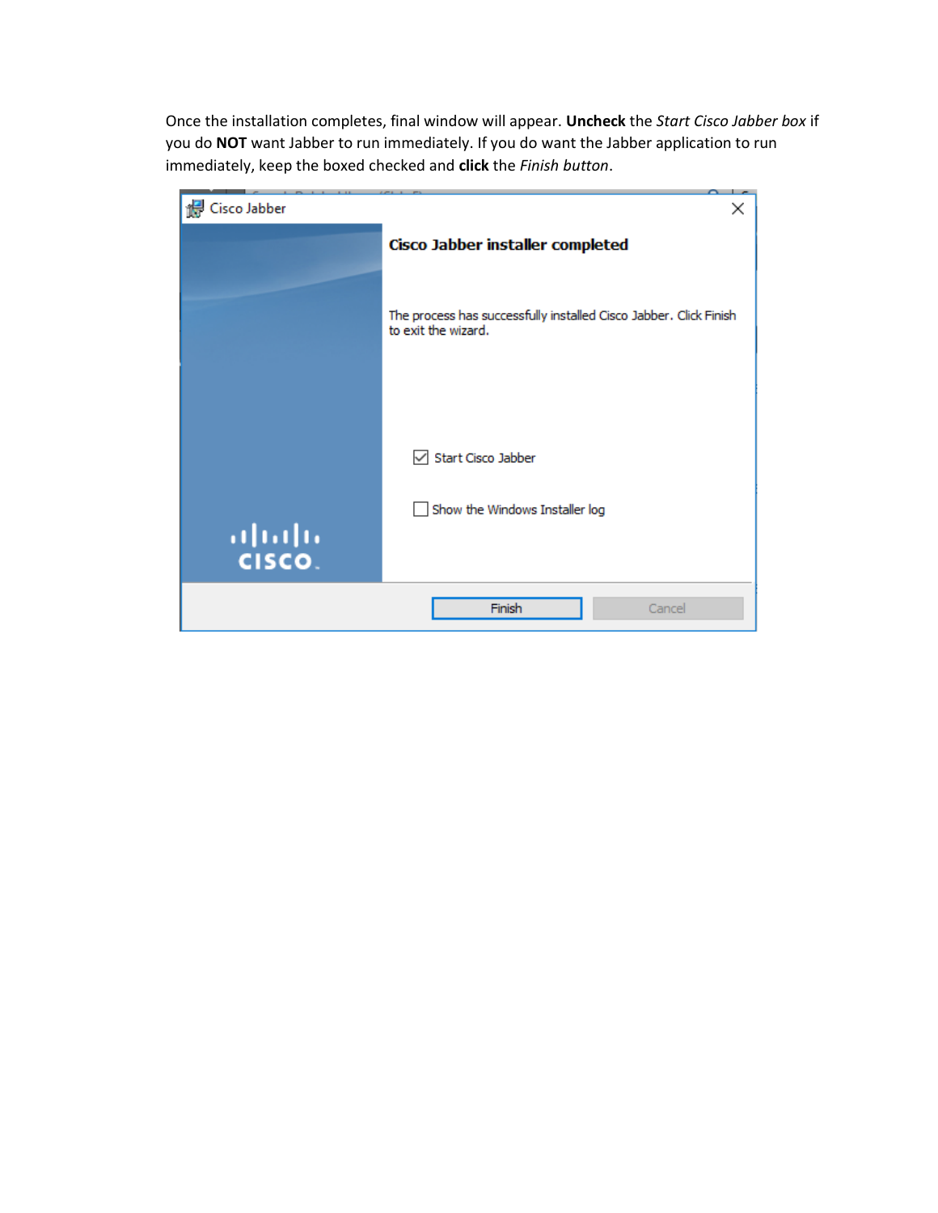Once the installation completes, final window will appear. **Uncheck** the *Start Cisco Jabber box* if you do **NOT** want Jabber to run immediately. If you do want the Jabber application to run immediately, keep the boxed checked and **click** the *Finish button*.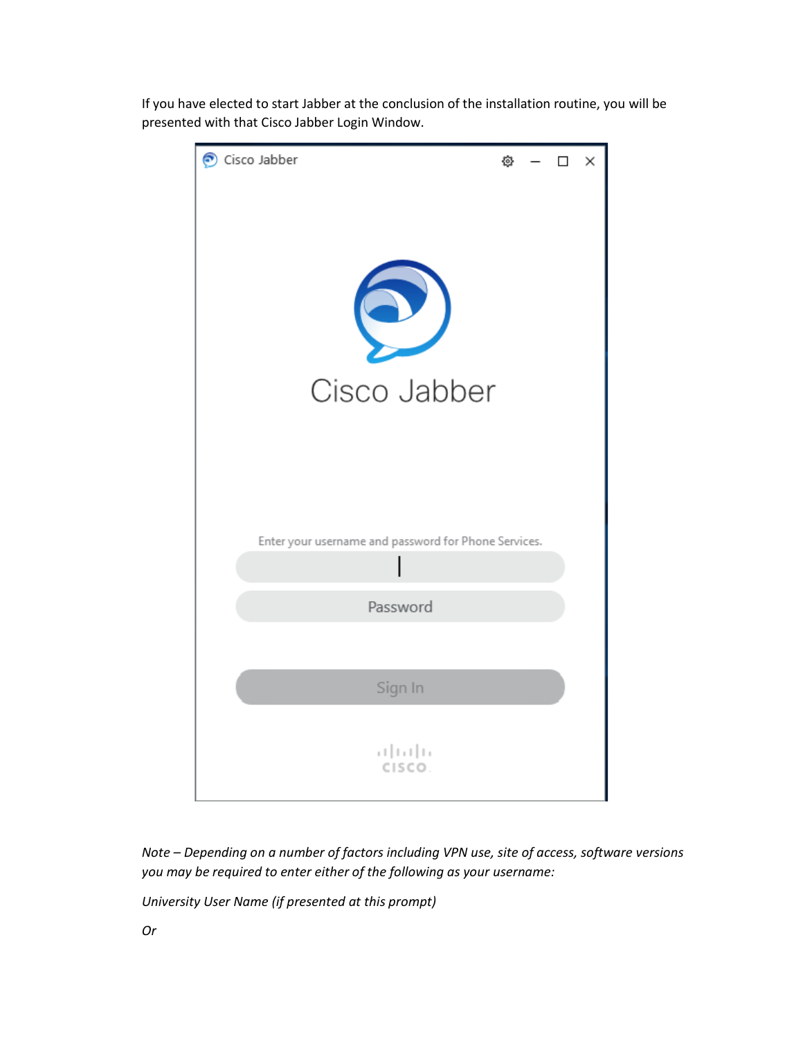If you have elected to start Jabber at the conclusion of the installation routine, you will be presented with that Cisco Jabber Login Window.

*Note – Depending on a number of factors including VPN use, site of access, software versions you may be required to enter either of the following as your username:*

*University User Name (if presented at this prompt)*

*Or*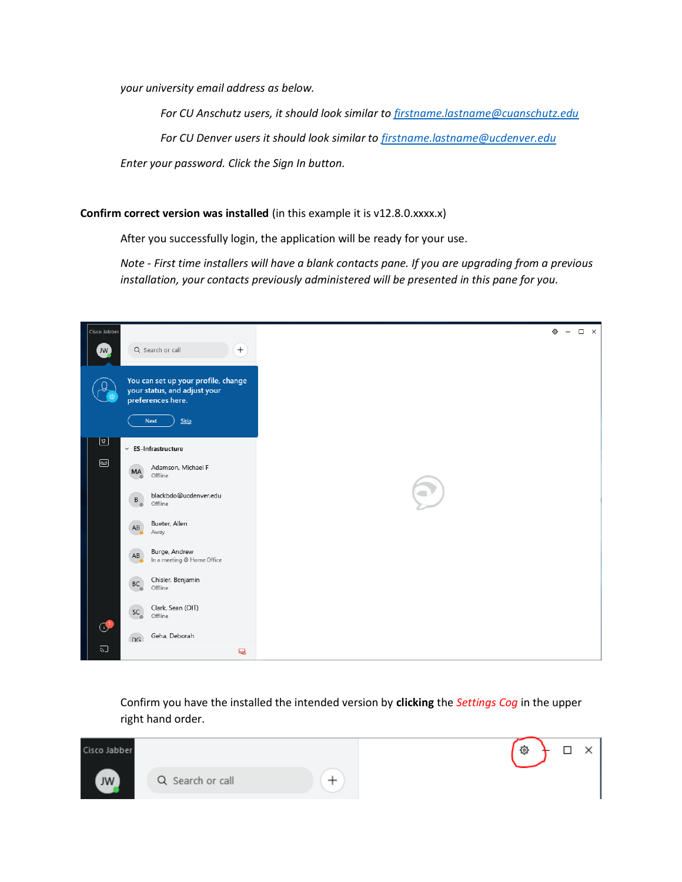*your university email address as below.*

*For CU Anschutz users, it should look similar to [firstname.lastname@cuanschutz.edu](mailto:firstname.lastname@cuanschutz.edu)*

*For CU Denver users it should look similar to [firstname.lastname@ucdenver.edu](mailto:firstname.lastname@ucdenver.edu)*

*Enter your password. Click the Sign In button.*

**Confirm correct version was installed** (in this example it is v12.8.0.xxxx.x)

After you successfully login, the application will be ready for your use.

*Note - First time installers will have a blank contacts pane. If you are upgrading from a previous installation, your contacts previously administered will be presented in this pane for you.*

Confirm you have the installed the intended version by **clicking** the *Settings Cog* in the upper right hand order.